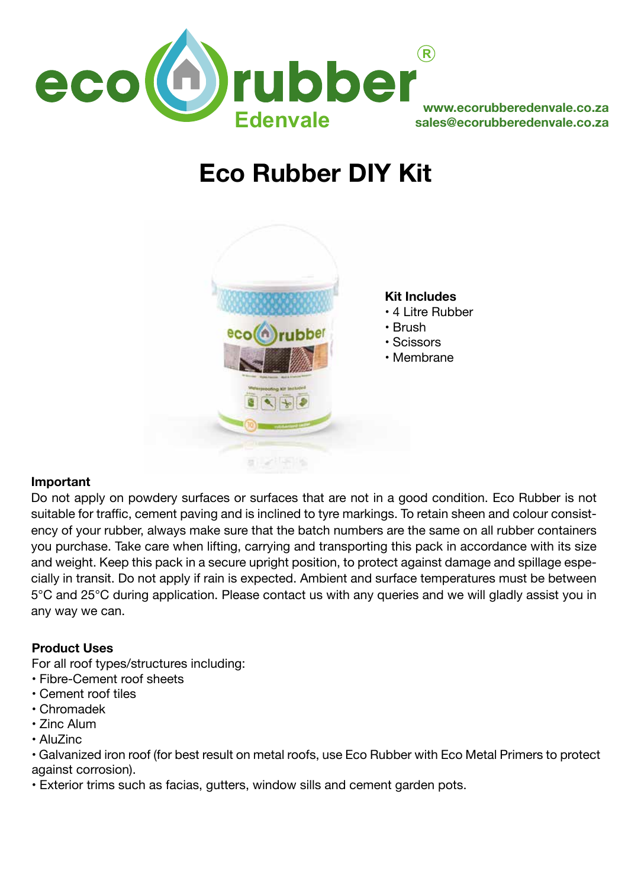eco rubber®
Edenvale

www.ecorubberedenvale.co.za
sales@ecorubberedenvale.co.za

# Eco Rubber DIY Kit

**Kit Includes**
- 4 Litre Rubber
- Brush
- Scissors
- Membrane

**Important**

Do not apply on powdery surfaces or surfaces that are not in a good condition. Eco Rubber is not suitable for traffic, cement paving and is inclined to tyre markings. To retain sheen and colour consistency of your rubber, always make sure that the batch numbers are the same on all rubber containers you purchase. Take care when lifting, carrying and transporting this pack in accordance with its size and weight. Keep this pack in a secure upright position, to protect against damage and spillage especially in transit. Do not apply if rain is expected. Ambient and surface temperatures must be between 5°C and 25°C during application. Please contact us with any queries and we will gladly assist you in any way we can.

**Product Uses**

For all roof types/structures including:
- Fibre-Cement roof sheets
- Cement roof tiles
- Chromadek
- Zinc Alum
- AluZinc
- Galvanized iron roof (for best result on metal roofs, use Eco Rubber with Eco Metal Primers to protect against corrosion).
- Exterior trims such as facias, gutters, window sills and cement garden pots.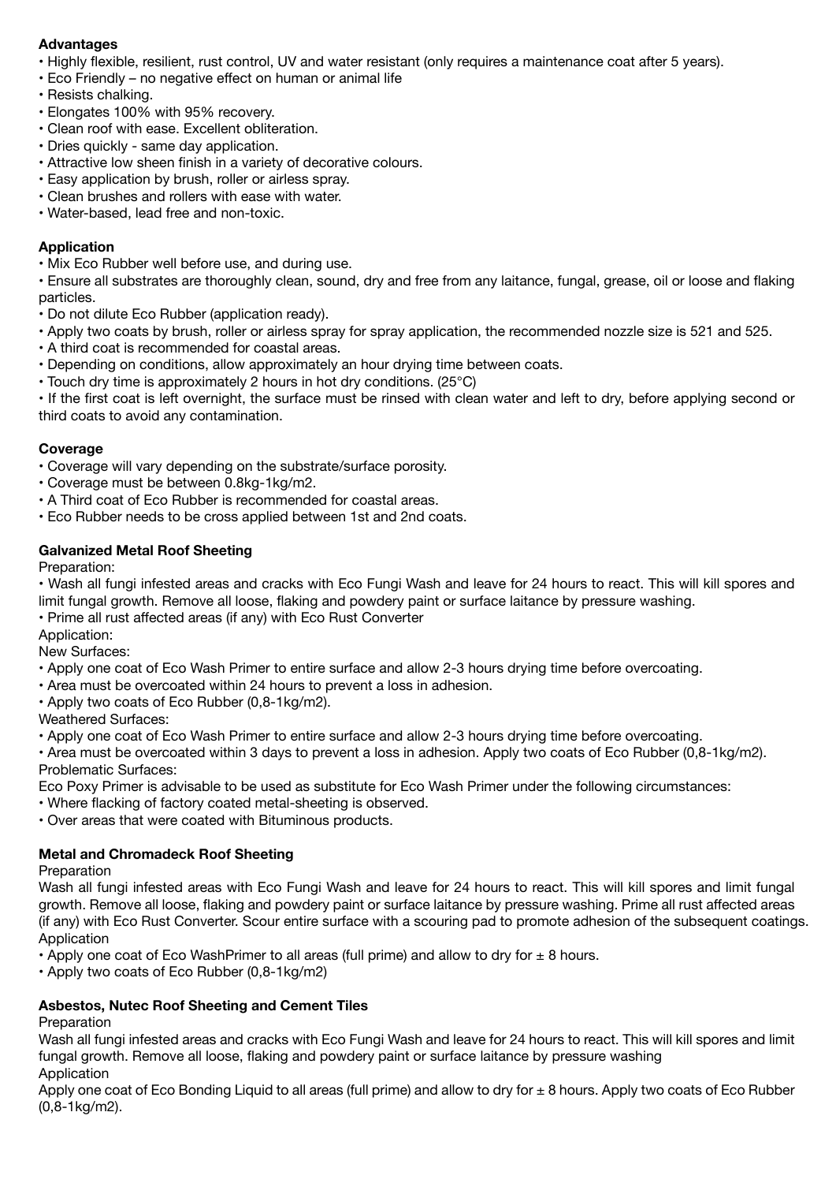**Advantages**

- Highly flexible, resilient, rust control, UV and water resistant (only requires a maintenance coat after 5 years).
- Eco Friendly – no negative effect on human or animal life
- Resists chalking.
- Elongates 100% with 95% recovery.
- Clean roof with ease. Excellent obliteration.
- Dries quickly - same day application.
- Attractive low sheen finish in a variety of decorative colours.
- Easy application by brush, roller or airless spray.
- Clean brushes and rollers with ease with water.
- Water-based, lead free and non-toxic.

**Application**

- Mix Eco Rubber well before use, and during use.
- Ensure all substrates are thoroughly clean, sound, dry and free from any laitance, fungal, grease, oil or loose and flaking particles.
- Do not dilute Eco Rubber (application ready).
- Apply two coats by brush, roller or airless spray for spray application, the recommended nozzle size is 521 and 525.
- A third coat is recommended for coastal areas.
- Depending on conditions, allow approximately an hour drying time between coats.
- Touch dry time is approximately 2 hours in hot dry conditions. (25°C)
- If the first coat is left overnight, the surface must be rinsed with clean water and left to dry, before applying second or third coats to avoid any contamination.

**Coverage**

- Coverage will vary depending on the substrate/surface porosity.
- Coverage must be between 0.8kg-1kg/m2.
- A Third coat of Eco Rubber is recommended for coastal areas.
- Eco Rubber needs to be cross applied between 1st and 2nd coats.

**Galvanized Metal Roof Sheeting**

Preparation:

- Wash all fungi infested areas and cracks with Eco Fungi Wash and leave for 24 hours to react. This will kill spores and limit fungal growth. Remove all loose, flaking and powdery paint or surface laitance by pressure washing.
- Prime all rust affected areas (if any) with Eco Rust Converter

Application:

New Surfaces:

- Apply one coat of Eco Wash Primer to entire surface and allow 2-3 hours drying time before overcoating.
- Area must be overcoated within 24 hours to prevent a loss in adhesion.
- Apply two coats of Eco Rubber (0,8-1kg/m2).

Weathered Surfaces:

- Apply one coat of Eco Wash Primer to entire surface and allow 2-3 hours drying time before overcoating.
- Area must be overcoated within 3 days to prevent a loss in adhesion. Apply two coats of Eco Rubber (0,8-1kg/m2).

Problematic Surfaces:

Eco Poxy Primer is advisable to be used as substitute for Eco Wash Primer under the following circumstances:

- Where flacking of factory coated metal-sheeting is observed.
- Over areas that were coated with Bituminous products.

**Metal and Chromadeck Roof Sheeting**

Preparation

Wash all fungi infested areas with Eco Fungi Wash and leave for 24 hours to react. This will kill spores and limit fungal growth. Remove all loose, flaking and powdery paint or surface laitance by pressure washing. Prime all rust affected areas (if any) with Eco Rust Converter. Scour entire surface with a scouring pad to promote adhesion of the subsequent coatings.

Application

- Apply one coat of Eco WashPrimer to all areas (full prime) and allow to dry for ± 8 hours.
- Apply two coats of Eco Rubber (0,8-1kg/m2)

**Asbestos, Nutec Roof Sheeting and Cement Tiles**

Preparation

Wash all fungi infested areas and cracks with Eco Fungi Wash and leave for 24 hours to react. This will kill spores and limit fungal growth. Remove all loose, flaking and powdery paint or surface laitance by pressure washing

Application

Apply one coat of Eco Bonding Liquid to all areas (full prime) and allow to dry for ± 8 hours. Apply two coats of Eco Rubber (0,8-1kg/m2).